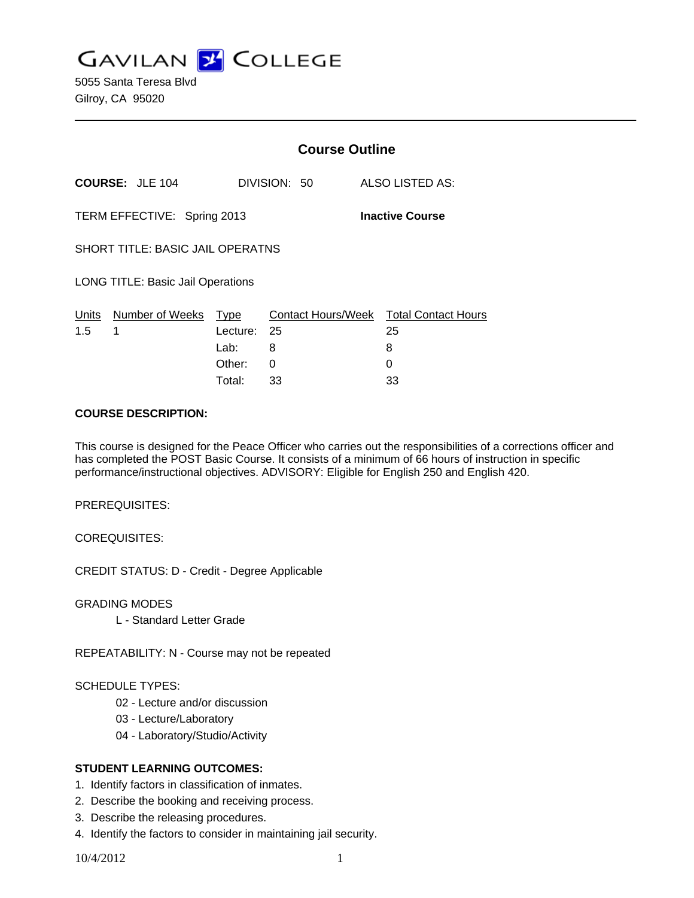# GAVILAN COLLEGE

5055 Santa Teresa Blvd
Gilroy, CA 95020

---

## Course Outline

**COURSE:** JLE 104 DIVISION: 50 ALSO LISTED AS:

TERM EFFECTIVE: Spring 2013 **Inactive Course**

SHORT TITLE: BASIC JAIL OPERATNS

LONG TITLE: Basic Jail Operations

| Units | Number of Weeks | Type | Contact Hours/Week | Total Contact Hours |
|---|---|---|---|---|
| 1.5 | 1 | Lecture: | 25 | 25 |
| | | Lab: | 8 | 8 |
| | | Other: | 0 | 0 |
| | | Total: | 33 | 33 |

**COURSE DESCRIPTION:**

This course is designed for the Peace Officer who carries out the responsibilities of a corrections officer and has completed the POST Basic Course. It consists of a minimum of 66 hours of instruction in specific performance/instructional objectives. ADVISORY: Eligible for English 250 and English 420.

PREREQUISITES:

COREQUISITES:

CREDIT STATUS: D - Credit - Degree Applicable

GRADING MODES

L - Standard Letter Grade

REPEATABILITY: N - Course may not be repeated

SCHEDULE TYPES:

02 - Lecture and/or discussion
03 - Lecture/Laboratory
04 - Laboratory/Studio/Activity

**STUDENT LEARNING OUTCOMES:**

1. Identify factors in classification of inmates.
2. Describe the booking and receiving process.
3. Describe the releasing procedures.
4. Identify the factors to consider in maintaining jail security.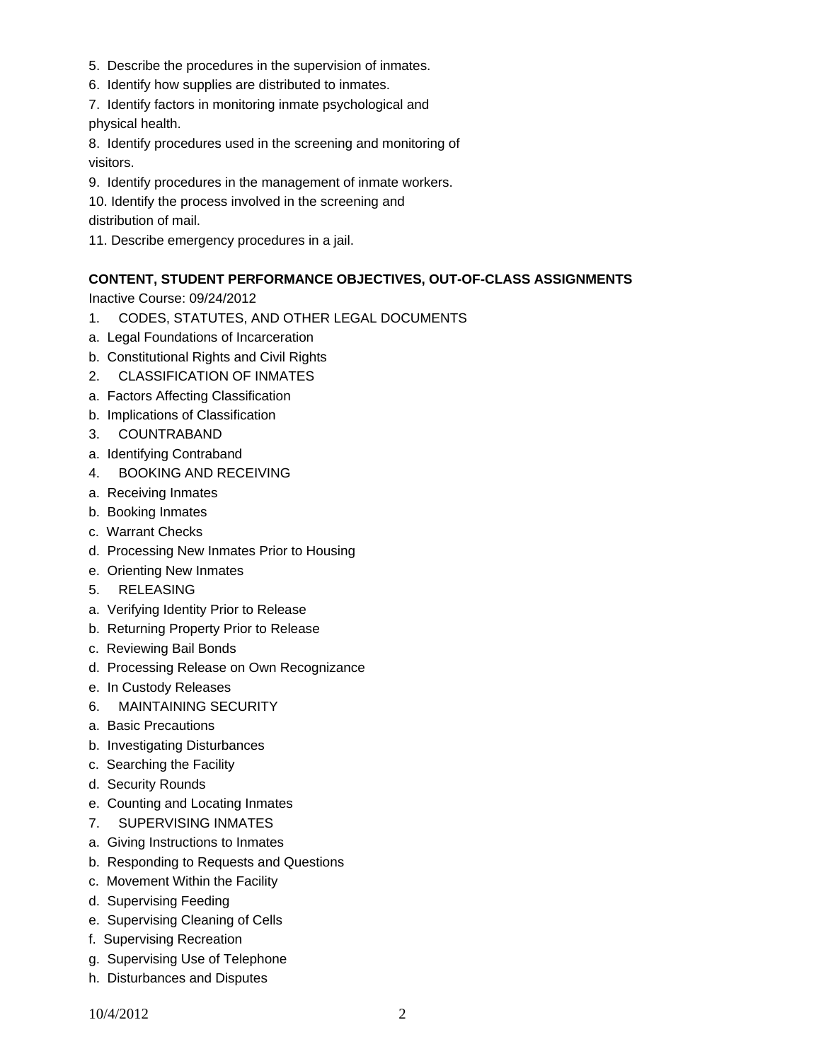5. Describe the procedures in the supervision of inmates.
6. Identify how supplies are distributed to inmates.
7. Identify factors in monitoring inmate psychological and physical health.
8. Identify procedures used in the screening and monitoring of visitors.
9. Identify procedures in the management of inmate workers.
10. Identify the process involved in the screening and distribution of mail.
11. Describe emergency procedures in a jail.

**CONTENT, STUDENT PERFORMANCE OBJECTIVES, OUT-OF-CLASS ASSIGNMENTS**

Inactive Course: 09/24/2012

1. CODES, STATUTES, AND OTHER LEGAL DOCUMENTS
a. Legal Foundations of Incarceration
b. Constitutional Rights and Civil Rights
2. CLASSIFICATION OF INMATES
a. Factors Affecting Classification
b. Implications of Classification
3. COUNTRABAND
a. Identifying Contraband
4. BOOKING AND RECEIVING
a. Receiving Inmates
b. Booking Inmates
c. Warrant Checks
d. Processing New Inmates Prior to Housing
e. Orienting New Inmates
5. RELEASING
a. Verifying Identity Prior to Release
b. Returning Property Prior to Release
c. Reviewing Bail Bonds
d. Processing Release on Own Recognizance
e. In Custody Releases
6. MAINTAINING SECURITY
a. Basic Precautions
b. Investigating Disturbances
c. Searching the Facility
d. Security Rounds
e. Counting and Locating Inmates
7. SUPERVISING INMATES
a. Giving Instructions to Inmates
b. Responding to Requests and Questions
c. Movement Within the Facility
d. Supervising Feeding
e. Supervising Cleaning of Cells
f. Supervising Recreation
g. Supervising Use of Telephone
h. Disturbances and Disputes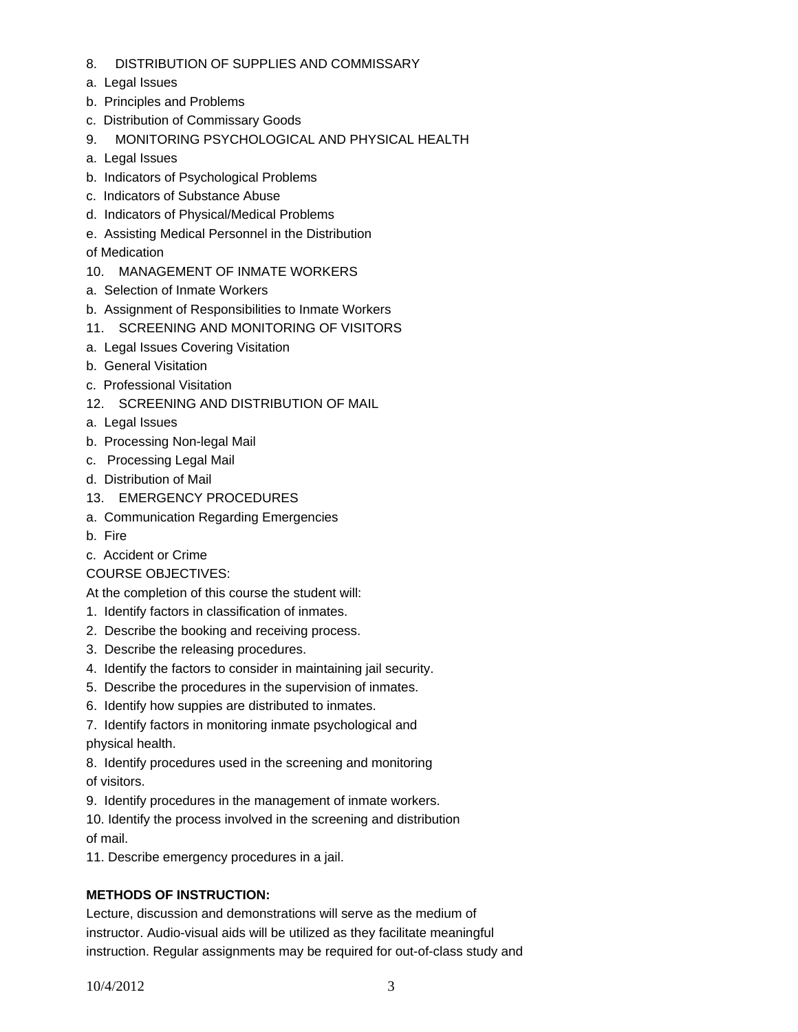8. DISTRIBUTION OF SUPPLIES AND COMMISSARY

a. Legal Issues

b. Principles and Problems

c. Distribution of Commissary Goods

9. MONITORING PSYCHOLOGICAL AND PHYSICAL HEALTH

a. Legal Issues

b. Indicators of Psychological Problems

c. Indicators of Substance Abuse

d. Indicators of Physical/Medical Problems

e. Assisting Medical Personnel in the Distribution of Medication

10. MANAGEMENT OF INMATE WORKERS

a. Selection of Inmate Workers

b. Assignment of Responsibilities to Inmate Workers

11. SCREENING AND MONITORING OF VISITORS

a. Legal Issues Covering Visitation

b. General Visitation

c. Professional Visitation

12. SCREENING AND DISTRIBUTION OF MAIL

a. Legal Issues

b. Processing Non-legal Mail

c. Processing Legal Mail

d. Distribution of Mail

13. EMERGENCY PROCEDURES

a. Communication Regarding Emergencies

b. Fire

c. Accident or Crime

COURSE OBJECTIVES:

At the completion of this course the student will:

1. Identify factors in classification of inmates.
2. Describe the booking and receiving process.
3. Describe the releasing procedures.
4. Identify the factors to consider in maintaining jail security.
5. Describe the procedures in the supervision of inmates.
6. Identify how suppies are distributed to inmates.
7. Identify factors in monitoring inmate psychological and physical health.
8. Identify procedures used in the screening and monitoring of visitors.
9. Identify procedures in the management of inmate workers.
10. Identify the process involved in the screening and distribution of mail.
11. Describe emergency procedures in a jail.

**METHODS OF INSTRUCTION:**

Lecture, discussion and demonstrations will serve as the medium of instructor. Audio-visual aids will be utilized as they facilitate meaningful instruction. Regular assignments may be required for out-of-class study and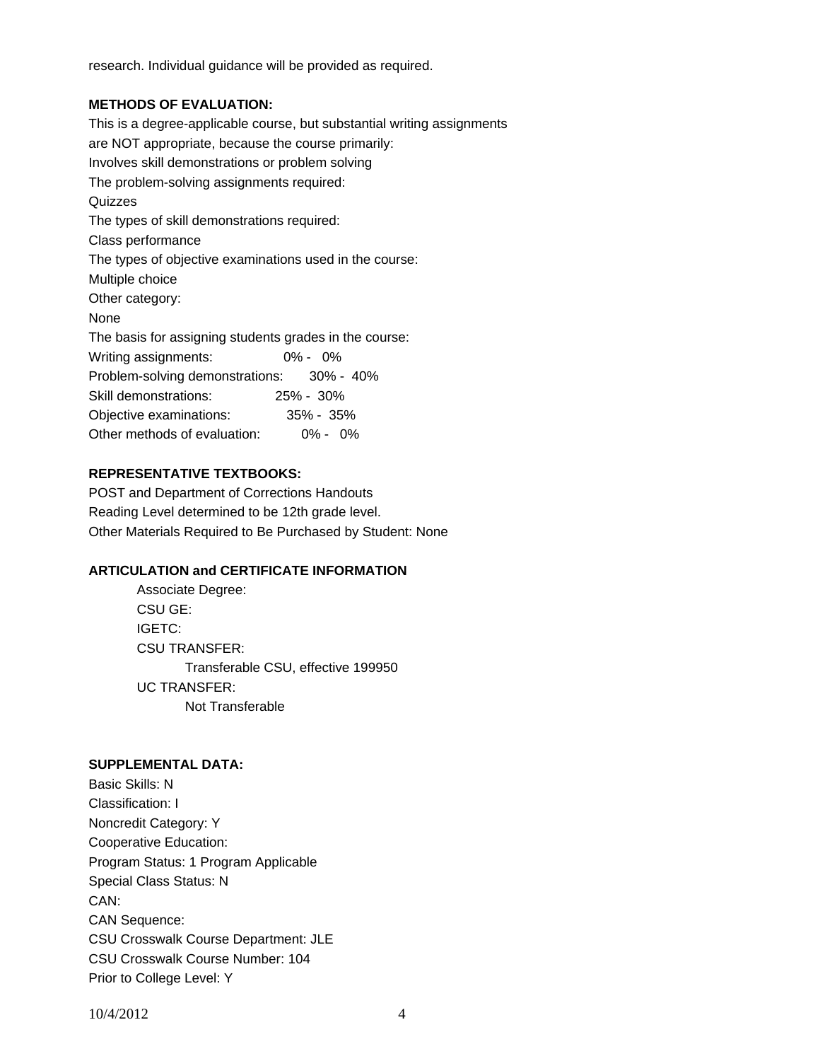research. Individual guidance will be provided as required.

**METHODS OF EVALUATION:**

This is a degree-applicable course, but substantial writing assignments are NOT appropriate, because the course primarily:
Involves skill demonstrations or problem solving
The problem-solving assignments required:
Quizzes
The types of skill demonstrations required:
Class performance
The types of objective examinations used in the course:
Multiple choice
Other category:
None
The basis for assigning students grades in the course:

| | |
|---|---|
| Writing assignments: | 0% - 0% |
| Problem-solving demonstrations: | 30% - 40% |
| Skill demonstrations: | 25% - 30% |
| Objective examinations: | 35% - 35% |
| Other methods of evaluation: | 0% - 0% |

**REPRESENTATIVE TEXTBOOKS:**

POST and Department of Corrections Handouts
Reading Level determined to be 12th grade level.
Other Materials Required to Be Purchased by Student: None

**ARTICULATION and CERTIFICATE INFORMATION**

Associate Degree:
CSU GE:
IGETC:
CSU TRANSFER:
Transferable CSU, effective 199950
UC TRANSFER:
Not Transferable

**SUPPLEMENTAL DATA:**

Basic Skills: N
Classification: I
Noncredit Category: Y
Cooperative Education:
Program Status: 1 Program Applicable
Special Class Status: N
CAN:
CAN Sequence:
CSU Crosswalk Course Department: JLE
CSU Crosswalk Course Number: 104
Prior to College Level: Y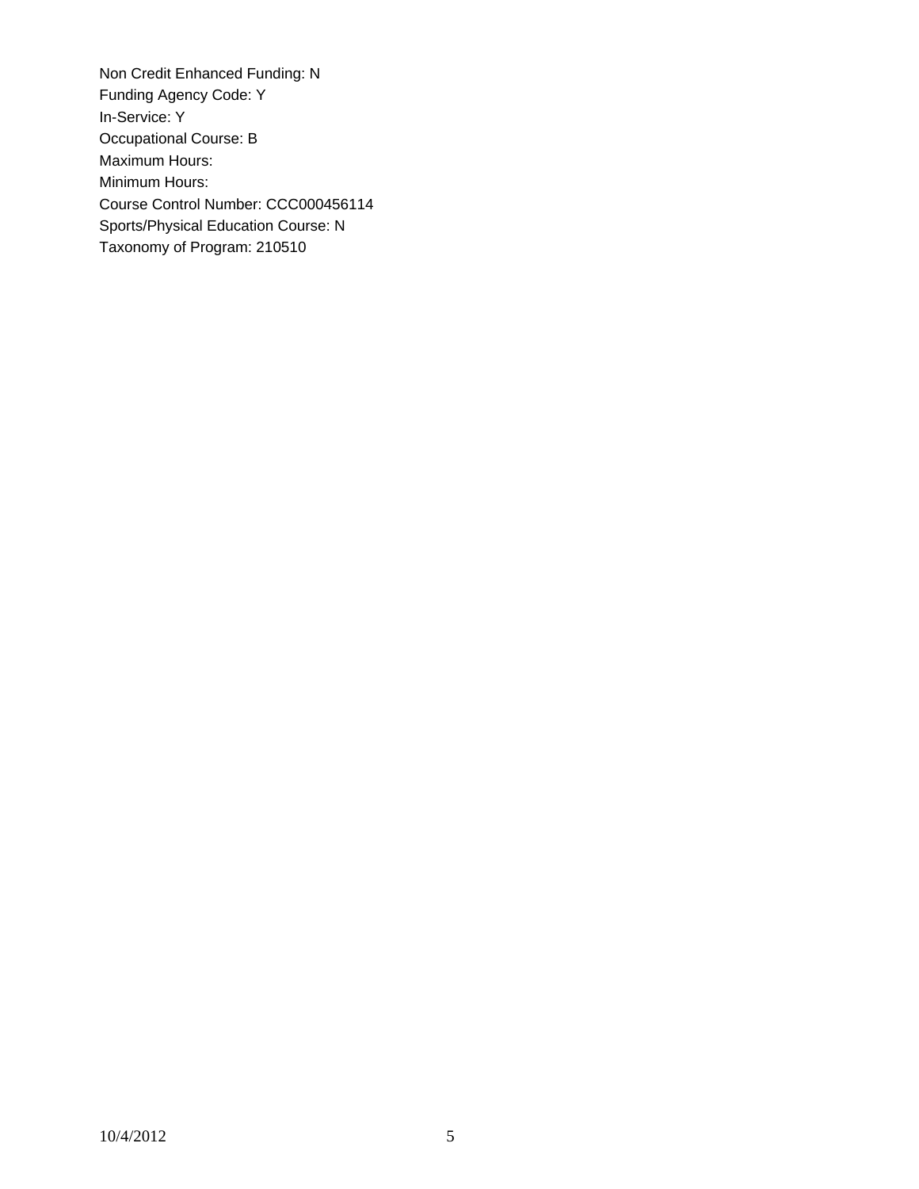Non Credit Enhanced Funding: N

Funding Agency Code: Y

In-Service: Y

Occupational Course: B

Maximum Hours:

Minimum Hours:

Course Control Number: CCC000456114

Sports/Physical Education Course: N

Taxonomy of Program: 210510